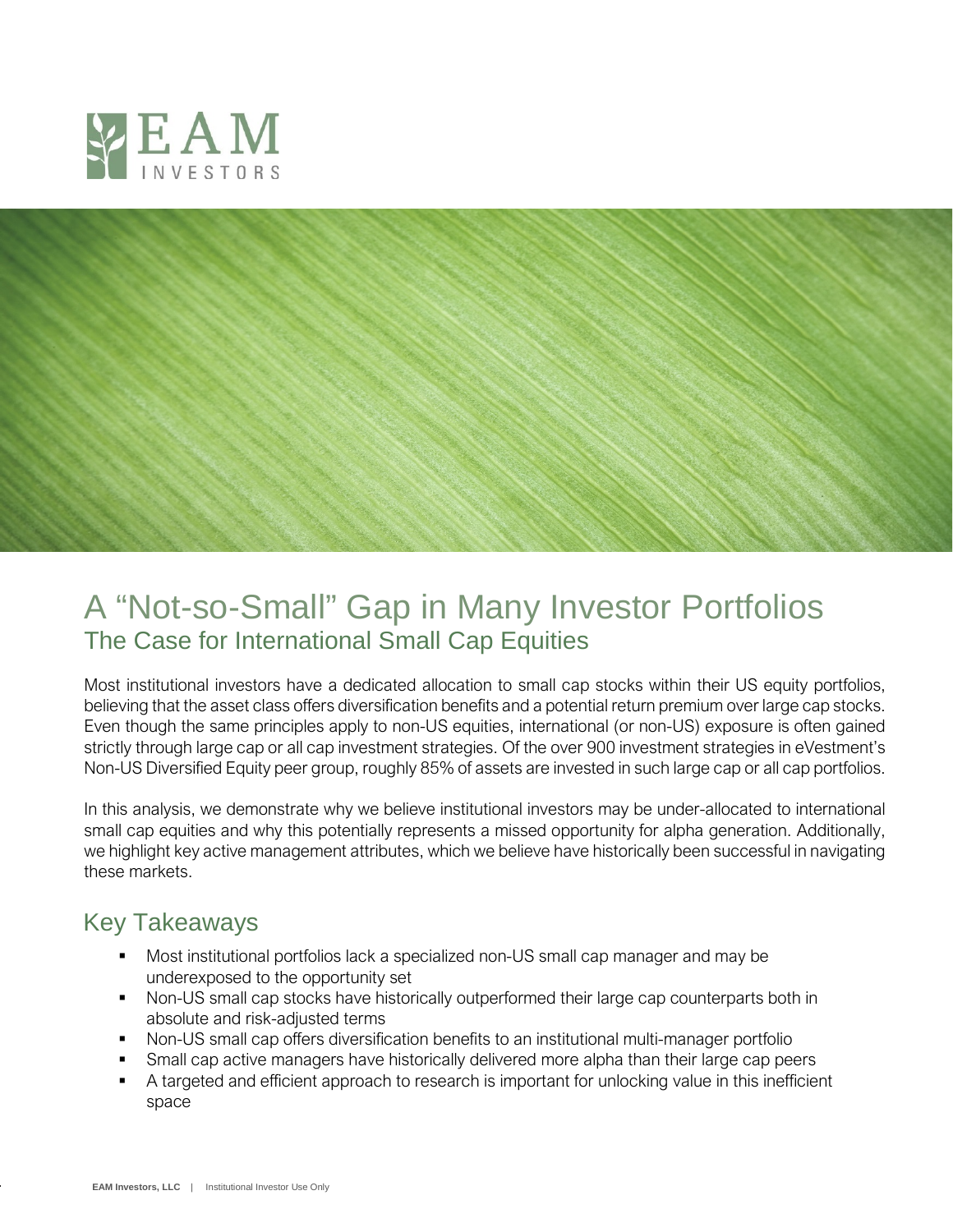# A "Not-so-Small" Gap in Many Investor Portfolios

## The Case for International Small Cap Equities

Most institutional investors have a dedicated allocation to small cap stocks within their US equity portfolios, believing that the asset class offers diversification benefits and a potential return premium over large cap stocks. Even though the same principles apply to non-US equities, international (or non-US) exposure is often gained strictly through large cap or all cap investment strategies. Of the over 900 investment strategies in eVestment's Non-US Diversified Equity peer group, roughly 85% of assets are invested in such large cap or all cap portfolios.

In this analysis, we demonstrate why we believe institutional investors may be under-allocated to international small cap equities and why this potentially represents a missed opportunity for alpha generation. Additionally, we highlight key active management attributes, which we believe have historically been successful in navigating these markets.

## Key Takeaways

- Most institutional portfolios lack a specialized non-US small cap manager and may be underexposed to the opportunity set
- Non-US small cap stocks have historically outperformed their large cap counterparts both in absolute and risk-adjusted terms
- Non-US small cap offers diversification benefits to an institutional multi-manager portfolio
- Small cap active managers have historically delivered more alpha than their large cap peers
- A targeted and efficient approach to research is important for unlocking value in this inefficient space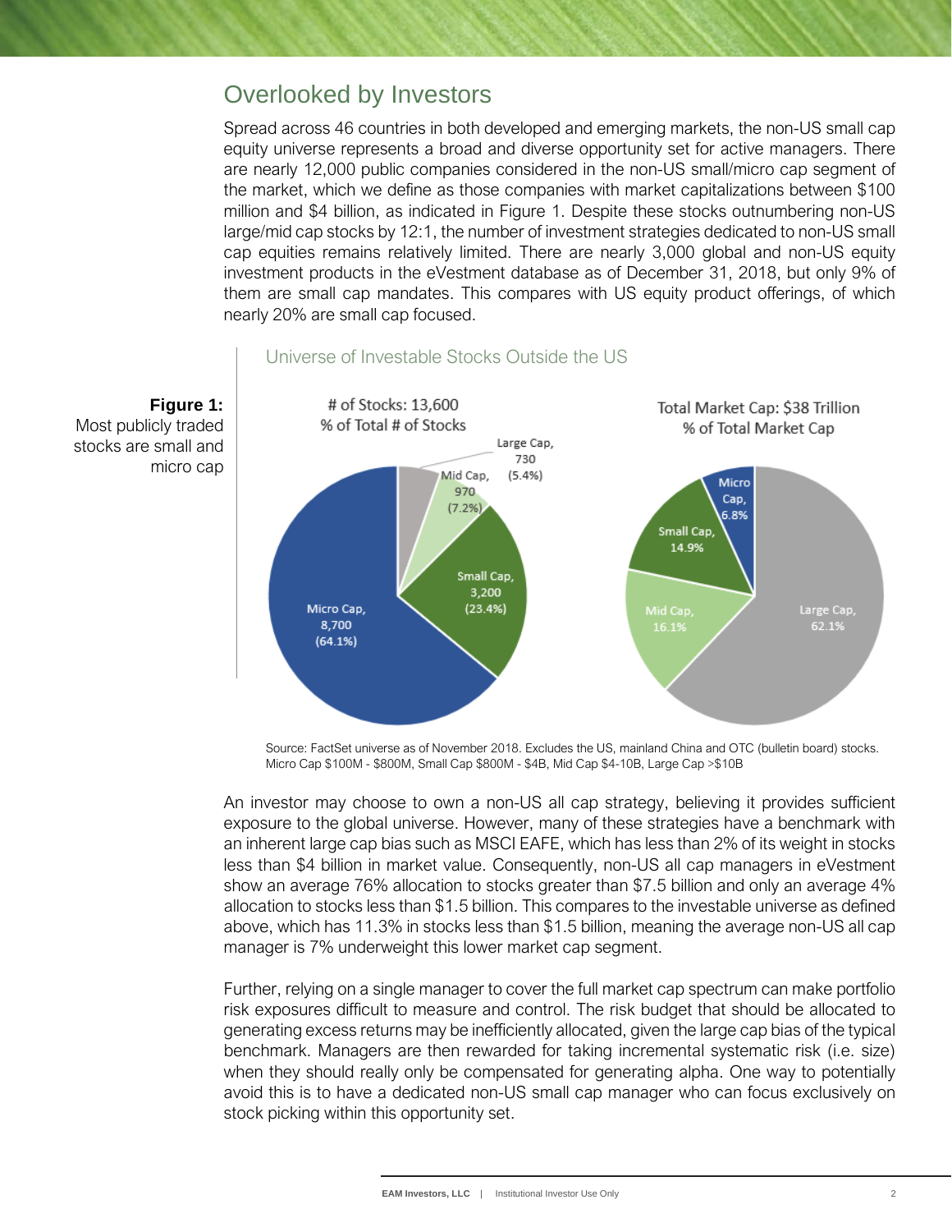## Overlooked by Investors

Spread across 46 countries in both developed and emerging markets, the non-US small cap equity universe represents a broad and diverse opportunity set for active managers. There are nearly 12,000 public companies considered in the non-US small/micro cap segment of the market, which we define as those companies with market capitalizations between $100 million and $4 billion, as indicated in Figure 1. Despite these stocks outnumbering non-US large/mid cap stocks by 12:1, the number of investment strategies dedicated to non-US small cap equities remains relatively limited. There are nearly 3,000 global and non-US equity investment products in the eVestment database as of December 31, 2018, but only 9% of them are small cap mandates. This compares with US equity product offerings, of which nearly 20% are small cap focused.

**Figure 1:** Most publicly traded stocks are small and micro cap

Universe of Investable Stocks Outside the US

# of Stocks: 13,600
% of Total # of Stocks

| Segment | # of Stocks | % of Total |
|---|---|---|
| Micro Cap | 8,700 | 64.1% |
| Small Cap | 3,200 | 23.4% |
| Mid Cap | 970 | 7.2% |
| Large Cap | 730 | 5.4% |

Total Market Cap: $38 Trillion
% of Total Market Cap

| Segment | % of Total Market Cap |
|---|---|
| Micro Cap | 6.8% |
| Small Cap | 14.9% |
| Mid Cap | 16.1% |
| Large Cap | 62.1% |

Source: FactSet universe as of November 2018. Excludes the US, mainland China and OTC (bulletin board) stocks. Micro Cap $100M - $800M, Small Cap $800M - $4B, Mid Cap $4-10B, Large Cap >$10B

An investor may choose to own a non-US all cap strategy, believing it provides sufficient exposure to the global universe. However, many of these strategies have a benchmark with an inherent large cap bias such as MSCI EAFE, which has less than 2% of its weight in stocks less than $4 billion in market value. Consequently, non-US all cap managers in eVestment show an average 76% allocation to stocks greater than $7.5 billion and only an average 4% allocation to stocks less than $1.5 billion. This compares to the investable universe as defined above, which has 11.3% in stocks less than $1.5 billion, meaning the average non-US all cap manager is 7% underweight this lower market cap segment.

Further, relying on a single manager to cover the full market cap spectrum can make portfolio risk exposures difficult to measure and control. The risk budget that should be allocated to generating excess returns may be inefficiently allocated, given the large cap bias of the typical benchmark. Managers are then rewarded for taking incremental systematic risk (i.e. size) when they should really only be compensated for generating alpha. One way to potentially avoid this is to have a dedicated non-US small cap manager who can focus exclusively on stock picking within this opportunity set.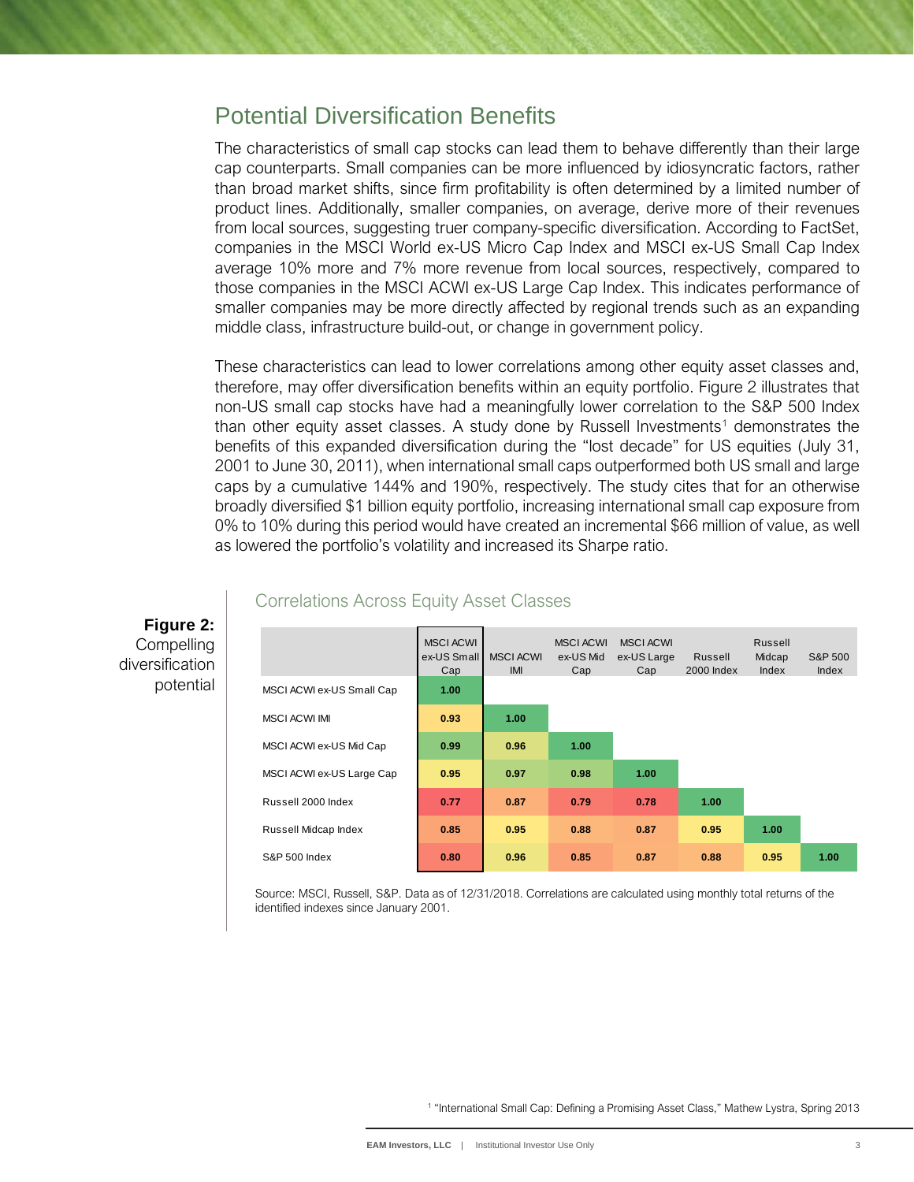## Potential Diversification Benefits

The characteristics of small cap stocks can lead them to behave differently than their large cap counterparts. Small companies can be more influenced by idiosyncratic factors, rather than broad market shifts, since firm profitability is often determined by a limited number of product lines. Additionally, smaller companies, on average, derive more of their revenues from local sources, suggesting truer company-specific diversification. According to FactSet, companies in the MSCI World ex-US Micro Cap Index and MSCI ex-US Small Cap Index average 10% more and 7% more revenue from local sources, respectively, compared to those companies in the MSCI ACWI ex-US Large Cap Index. This indicates performance of smaller companies may be more directly affected by regional trends such as an expanding middle class, infrastructure build-out, or change in government policy.

These characteristics can lead to lower correlations among other equity asset classes and, therefore, may offer diversification benefits within an equity portfolio. Figure 2 illustrates that non-US small cap stocks have had a meaningfully lower correlation to the S&P 500 Index than other equity asset classes. A study done by Russell Investments[1] demonstrates the benefits of this expanded diversification during the "lost decade" for US equities (July 31, 2001 to June 30, 2011), when international small caps outperformed both US small and large caps by a cumulative 144% and 190%, respectively. The study cites that for an otherwise broadly diversified $1 billion equity portfolio, increasing international small cap exposure from 0% to 10% during this period would have created an incremental $66 million of value, as well as lowered the portfolio's volatility and increased its Sharpe ratio.

**Figure 2:** Compelling diversification potential

### Correlations Across Equity Asset Classes

| | MSCI ACWI ex-US Small Cap | MSCI ACWI IMI | MSCI ACWI ex-US Mid Cap | MSCI ACWI ex-US Large Cap | Russell 2000 Index | Russell Midcap Index | S&P 500 Index |
|---|---|---|---|---|---|---|---|
| MSCI ACWI ex-US Small Cap | 1.00 | | | | | | |
| MSCI ACWI IMI | 0.93 | 1.00 | | | | | |
| MSCI ACWI ex-US Mid Cap | 0.99 | 0.96 | 1.00 | | | | |
| MSCI ACWI ex-US Large Cap | 0.95 | 0.97 | 0.98 | 1.00 | | | |
| Russell 2000 Index | 0.77 | 0.87 | 0.79 | 0.78 | 1.00 | | |
| Russell Midcap Index | 0.85 | 0.95 | 0.88 | 0.87 | 0.95 | 1.00 | |
| S&P 500 Index | 0.80 | 0.96 | 0.85 | 0.87 | 0.88 | 0.95 | 1.00 |

Source: MSCI, Russell, S&P. Data as of 12/31/2018. Correlations are calculated using monthly total returns of the identified indexes since January 2001.

[1] "International Small Cap: Defining a Promising Asset Class," Mathew Lystra, Spring 2013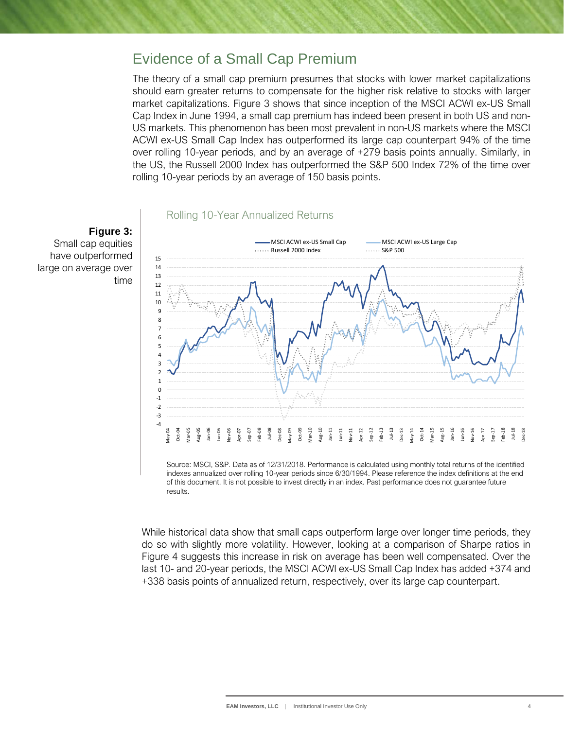## Evidence of a Small Cap Premium

The theory of a small cap premium presumes that stocks with lower market capitalizations should earn greater returns to compensate for the higher risk relative to stocks with larger market capitalizations. Figure 3 shows that since inception of the MSCI ACWI ex-US Small Cap Index in June 1994, a small cap premium has indeed been present in both US and non-US markets. This phenomenon has been most prevalent in non-US markets where the MSCI ACWI ex-US Small Cap Index has outperformed its large cap counterpart 94% of the time over rolling 10-year periods, and by an average of +279 basis points annually. Similarly, in the US, the Russell 2000 Index has outperformed the S&P 500 Index 72% of the time over rolling 10-year periods by an average of 150 basis points.

**Figure 3:** Small cap equities have outperformed large on average over time

Rolling 10-Year Annualized Returns

Source: MSCI, S&P. Data as of 12/31/2018. Performance is calculated using monthly total returns of the identified indexes annualized over rolling 10-year periods since 6/30/1994. Please reference the index definitions at the end of this document. It is not possible to invest directly in an index. Past performance does not guarantee future results.

While historical data show that small caps outperform large over longer time periods, they do so with slightly more volatility. However, looking at a comparison of Sharpe ratios in Figure 4 suggests this increase in risk on average has been well compensated. Over the last 10- and 20-year periods, the MSCI ACWI ex-US Small Cap Index has added +374 and +338 basis points of annualized return, respectively, over its large cap counterpart.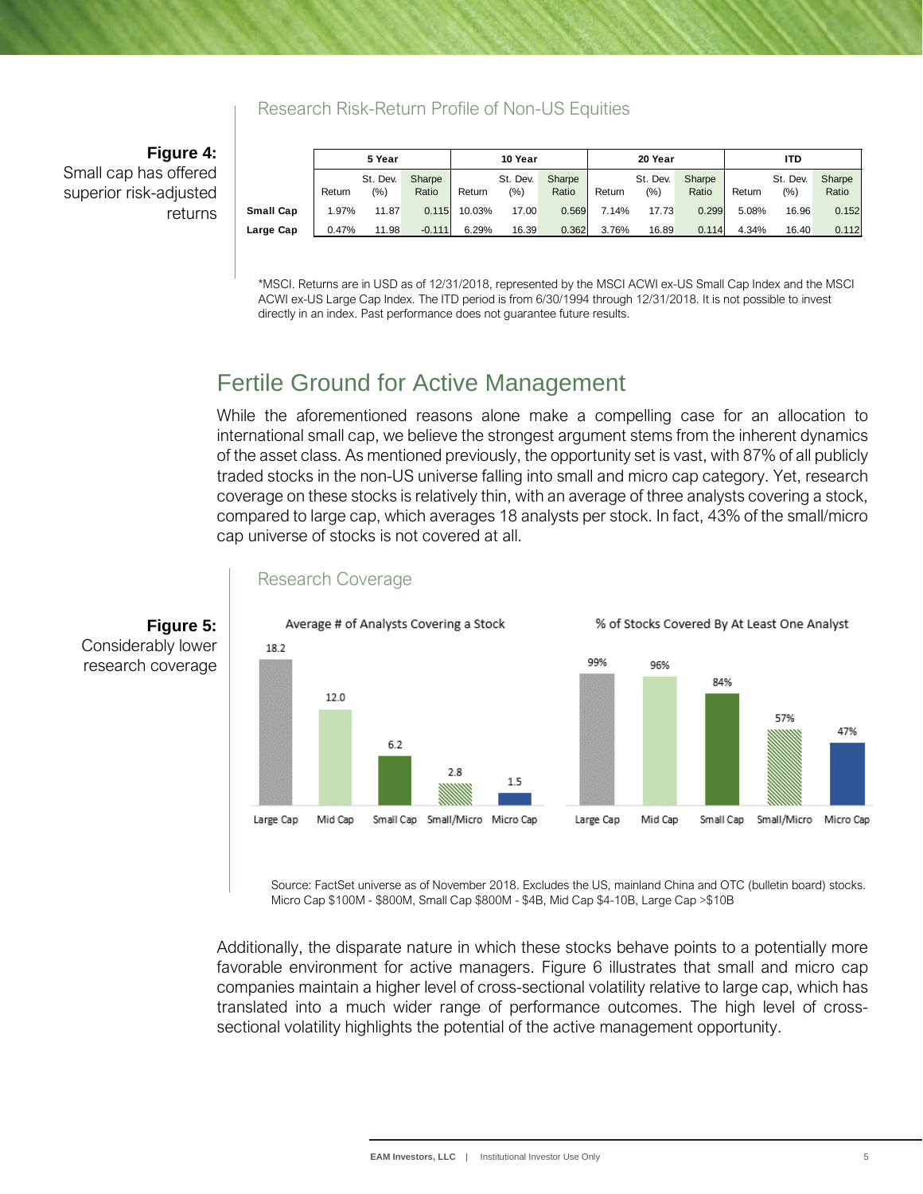**Figure 4:** Small cap has offered superior risk-adjusted returns

### Research Risk-Return Profile of Non-US Equities

| | 5 Year | | | 10 Year | | | 20 Year | | | ITD | | |
|---|---|---|---|---|---|---|---|---|---|---|---|---|
| | Return | St. Dev. (%) | Sharpe Ratio | Return | St. Dev. (%) | Sharpe Ratio | Return | St. Dev. (%) | Sharpe Ratio | Return | St. Dev. (%) | Sharpe Ratio |
| **Small Cap** | 1.97% | 11.87 | 0.115 | 10.03% | 17.00 | 0.569 | 7.14% | 17.73 | 0.299 | 5.08% | 16.96 | 0.152 |
| **Large Cap** | 0.47% | 11.98 | -0.111 | 6.29% | 16.39 | 0.362 | 3.76% | 16.89 | 0.114 | 4.34% | 16.40 | 0.112 |

*MSCI. Returns are in USD as of 12/31/2018, represented by the MSCI ACWI ex-US Small Cap Index and the MSCI ACWI ex-US Large Cap Index. The ITD period is from 6/30/1994 through 12/31/2018. It is not possible to invest directly in an index. Past performance does not guarantee future results.

## Fertile Ground for Active Management

While the aforementioned reasons alone make a compelling case for an allocation to international small cap, we believe the strongest argument stems from the inherent dynamics of the asset class. As mentioned previously, the opportunity set is vast, with 87% of all publicly traded stocks in the non-US universe falling into small and micro cap category. Yet, research coverage on these stocks is relatively thin, with an average of three analysts covering a stock, compared to large cap, which averages 18 analysts per stock. In fact, 43% of the small/micro cap universe of stocks is not covered at all.

**Figure 5:** Considerably lower research coverage

### Research Coverage

| | Large Cap | Mid Cap | Small Cap | Small/Micro | Micro Cap |
|---|---|---|---|---|---|
| Average # of Analysts Covering a Stock | 18.2 | 12.0 | 6.2 | 2.8 | 1.5 |
| % of Stocks Covered By At Least One Analyst | 99% | 96% | 84% | 57% | 47% |

Source: FactSet universe as of November 2018. Excludes the US, mainland China and OTC (bulletin board) stocks. Micro Cap $100M - $800M, Small Cap $800M - $4B, Mid Cap $4-10B, Large Cap >$10B

Additionally, the disparate nature in which these stocks behave points to a potentially more favorable environment for active managers. Figure 6 illustrates that small and micro cap companies maintain a higher level of cross-sectional volatility relative to large cap, which has translated into a much wider range of performance outcomes. The high level of cross-sectional volatility highlights the potential of the active management opportunity.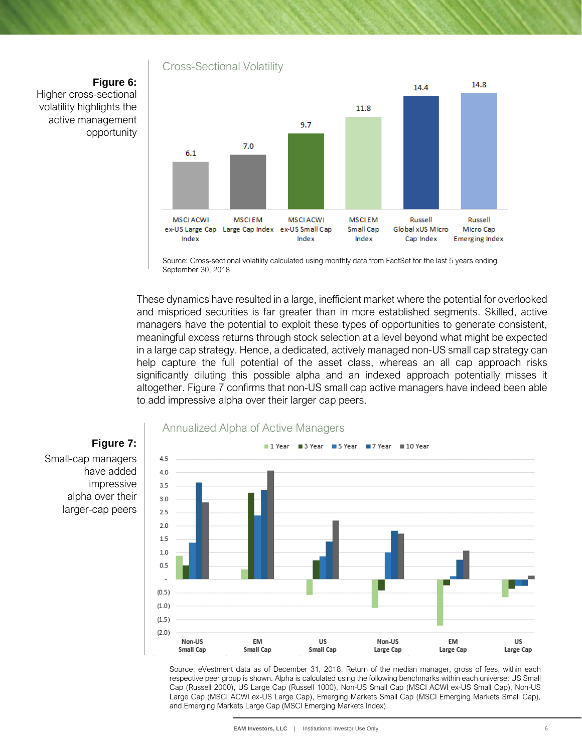**Figure 6:** Higher cross-sectional volatility highlights the active management opportunity

Cross-Sectional Volatility

| Index | Cross-Sectional Volatility |
| --- | --- |
| MSCI ACWI ex-US Large Cap Index | 6.1 |
| MSCI EM Large Cap Index | 7.0 |
| MSCI ACWI ex-US Small Cap Index | 9.7 |
| MSCI EM Small Cap Index | 11.8 |
| Russell Global xUS Micro Cap Index | 14.4 |
| Russell Micro Cap Emerging Index | 14.8 |

Source: Cross-sectional volatility calculated using monthly data from FactSet for the last 5 years ending September 30, 2018

These dynamics have resulted in a large, inefficient market where the potential for overlooked and mispriced securities is far greater than in more established segments. Skilled, active managers have the potential to exploit these types of opportunities to generate consistent, meaningful excess returns through stock selection at a level beyond what might be expected in a large cap strategy. Hence, a dedicated, actively managed non-US small cap strategy can help capture the full potential of the asset class, whereas an all cap approach risks significantly diluting this possible alpha and an indexed approach potentially misses it altogether. Figure 7 confirms that non-US small cap active managers have indeed been able to add impressive alpha over their larger cap peers.

**Figure 7:** Small-cap managers have added impressive alpha over their larger-cap peers

Annualized Alpha of Active Managers

Legend: 1 Year, 3 Year, 5 Year, 7 Year, 10 Year

Y-axis: (2.0) to 4.5

Categories: Non-US Small Cap, EM Small Cap, US Small Cap, Non-US Large Cap, EM Large Cap, US Large Cap

Source: eVestment data as of December 31, 2018. Return of the median manager, gross of fees, within each respective peer group is shown. Alpha is calculated using the following benchmarks within each universe: US Small Cap (Russell 2000), US Large Cap (Russell 1000), Non-US Small Cap (MSCI ACWI ex-US Small Cap), Non-US Large Cap (MSCI ACWI ex-US Large Cap), Emerging Markets Small Cap (MSCI Emerging Markets Small Cap), and Emerging Markets Large Cap (MSCI Emerging Markets Index).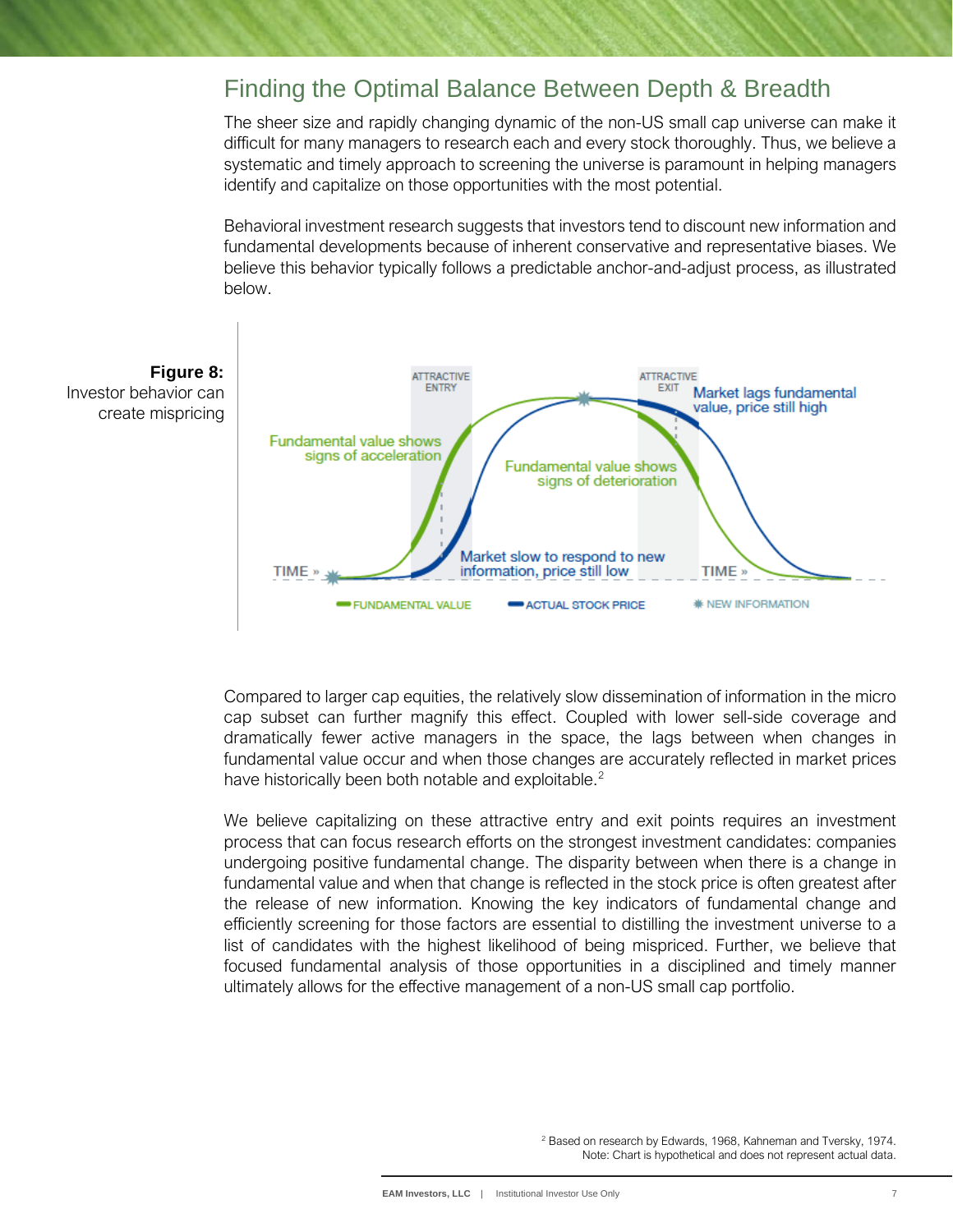## Finding the Optimal Balance Between Depth & Breadth

The sheer size and rapidly changing dynamic of the non-US small cap universe can make it difficult for many managers to research each and every stock thoroughly. Thus, we believe a systematic and timely approach to screening the universe is paramount in helping managers identify and capitalize on those opportunities with the most potential.

Behavioral investment research suggests that investors tend to discount new information and fundamental developments because of inherent conservative and representative biases. We believe this behavior typically follows a predictable anchor-and-adjust process, as illustrated below.

**Figure 8:**
Investor behavior can create mispricing

ATTRACTIVE ENTRY

ATTRACTIVE EXIT

Market lags fundamental value, price still high

Fundamental value shows signs of acceleration

Fundamental value shows signs of deterioration

Market slow to respond to new information, price still low

TIME »

TIME »

FUNDAMENTAL VALUE

ACTUAL STOCK PRICE

NEW INFORMATION

Compared to larger cap equities, the relatively slow dissemination of information in the micro cap subset can further magnify this effect. Coupled with lower sell-side coverage and dramatically fewer active managers in the space, the lags between when changes in fundamental value occur and when those changes are accurately reflected in market prices have historically been both notable and exploitable.[2]

We believe capitalizing on these attractive entry and exit points requires an investment process that can focus research efforts on the strongest investment candidates: companies undergoing positive fundamental change. The disparity between when there is a change in fundamental value and when that change is reflected in the stock price is often greatest after the release of new information. Knowing the key indicators of fundamental change and efficiently screening for those factors are essential to distilling the investment universe to a list of candidates with the highest likelihood of being mispriced. Further, we believe that focused fundamental analysis of those opportunities in a disciplined and timely manner ultimately allows for the effective management of a non-US small cap portfolio.

[2] Based on research by Edwards, 1968, Kahneman and Tversky, 1974.
Note: Chart is hypothetical and does not represent actual data.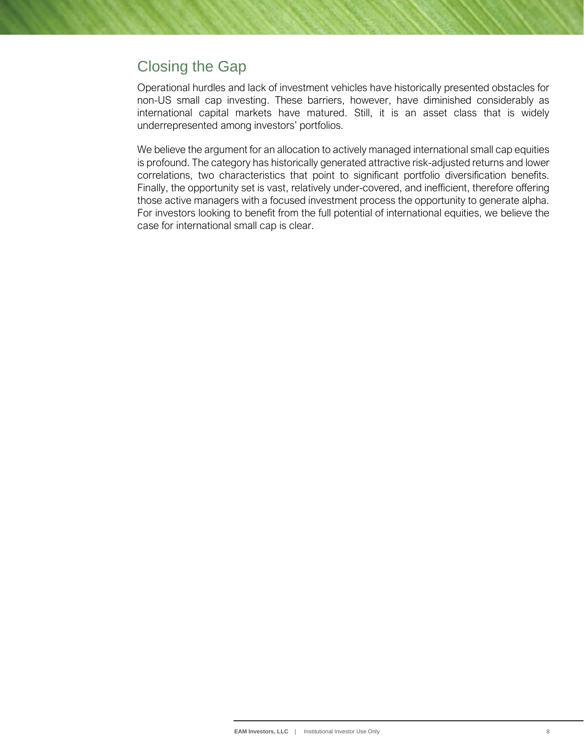## Closing the Gap

Operational hurdles and lack of investment vehicles have historically presented obstacles for non-US small cap investing. These barriers, however, have diminished considerably as international capital markets have matured. Still, it is an asset class that is widely underrepresented among investors' portfolios.

We believe the argument for an allocation to actively managed international small cap equities is profound. The category has historically generated attractive risk-adjusted returns and lower correlations, two characteristics that point to significant portfolio diversification benefits. Finally, the opportunity set is vast, relatively under-covered, and inefficient, therefore offering those active managers with a focused investment process the opportunity to generate alpha. For investors looking to benefit from the full potential of international equities, we believe the case for international small cap is clear.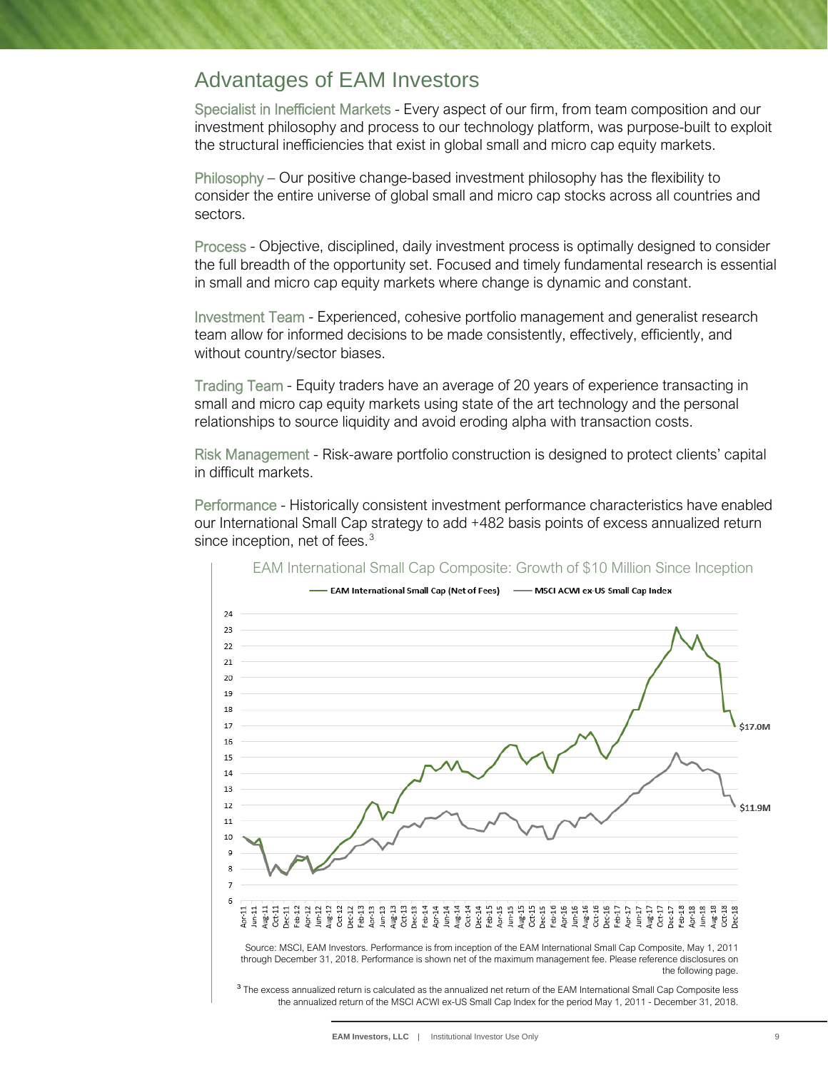## Advantages of EAM Investors

Specialist in Inefficient Markets - Every aspect of our firm, from team composition and our investment philosophy and process to our technology platform, was purpose-built to exploit the structural inefficiencies that exist in global small and micro cap equity markets.

Philosophy – Our positive change-based investment philosophy has the flexibility to consider the entire universe of global small and micro cap stocks across all countries and sectors.

Process - Objective, disciplined, daily investment process is optimally designed to consider the full breadth of the opportunity set. Focused and timely fundamental research is essential in small and micro cap equity markets where change is dynamic and constant.

Investment Team - Experienced, cohesive portfolio management and generalist research team allow for informed decisions to be made consistently, effectively, efficiently, and without country/sector biases.

Trading Team - Equity traders have an average of 20 years of experience transacting in small and micro cap equity markets using state of the art technology and the personal relationships to source liquidity and avoid eroding alpha with transaction costs.

Risk Management - Risk-aware portfolio construction is designed to protect clients' capital in difficult markets.

Performance - Historically consistent investment performance characteristics have enabled our International Small Cap strategy to add +482 basis points of excess annualized return since inception, net of fees.[3]

EAM International Small Cap Composite: Growth of $10 Million Since Inception

EAM International Small Cap (Net of Fees): $17.0M
MSCI ACWI ex-US Small Cap Index: $11.9M

Source: MSCI, EAM Investors. Performance is from inception of the EAM International Small Cap Composite, May 1, 2011 through December 31, 2018. Performance is shown net of the maximum management fee. Please reference disclosures on the following page.

[3] The excess annualized return is calculated as the annualized net return of the EAM International Small Cap Composite less the annualized return of the MSCI ACWI ex-US Small Cap Index for the period May 1, 2011 - December 31, 2018.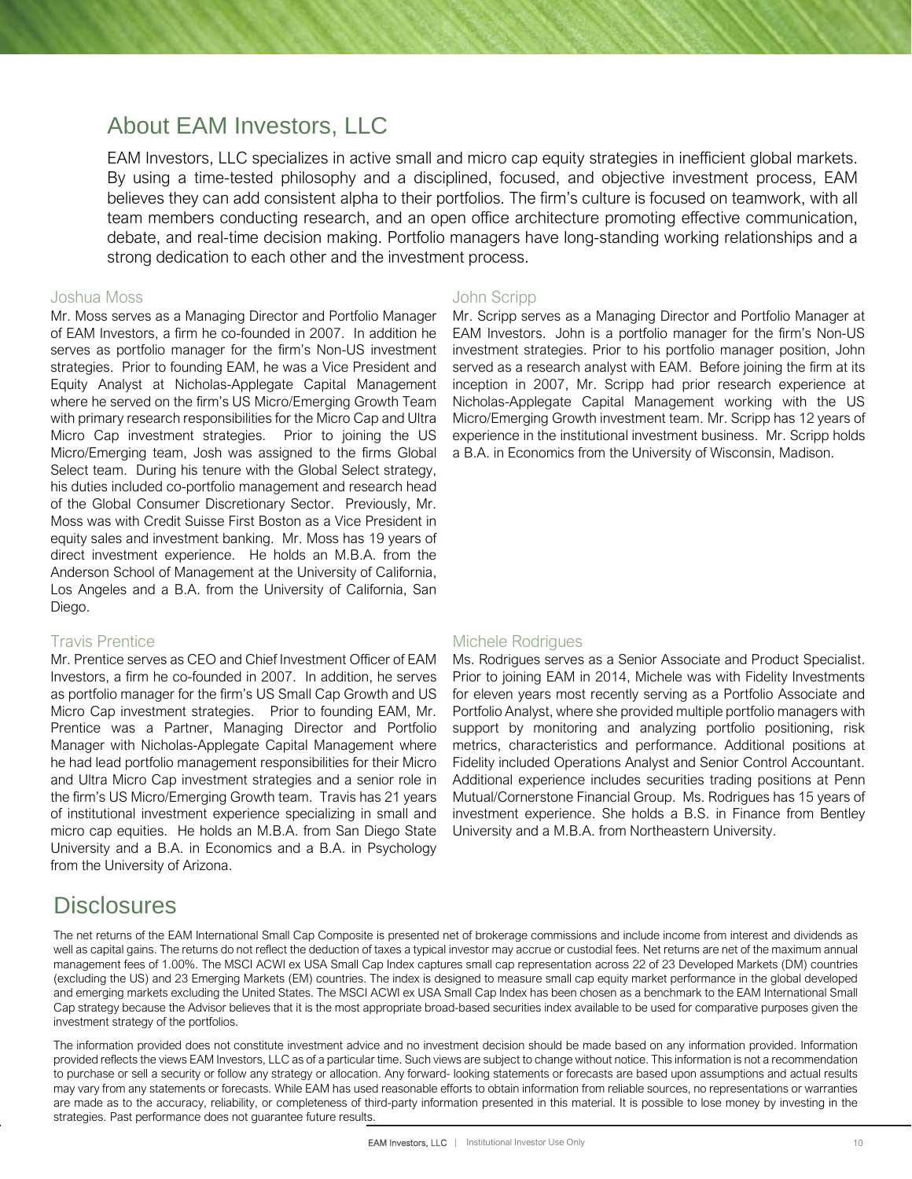## About EAM Investors, LLC

EAM Investors, LLC specializes in active small and micro cap equity strategies in inefficient global markets. By using a time-tested philosophy and a disciplined, focused, and objective investment process, EAM believes they can add consistent alpha to their portfolios. The firm's culture is focused on teamwork, with all team members conducting research, and an open office architecture promoting effective communication, debate, and real-time decision making. Portfolio managers have long-standing working relationships and a strong dedication to each other and the investment process.

### Joshua Moss

Mr. Moss serves as a Managing Director and Portfolio Manager of EAM Investors, a firm he co-founded in 2007. In addition he serves as portfolio manager for the firm's Non-US investment strategies. Prior to founding EAM, he was a Vice President and Equity Analyst at Nicholas-Applegate Capital Management where he served on the firm's US Micro/Emerging Growth Team with primary research responsibilities for the Micro Cap and Ultra Micro Cap investment strategies. Prior to joining the US Micro/Emerging team, Josh was assigned to the firms Global Select team. During his tenure with the Global Select strategy, his duties included co-portfolio management and research head of the Global Consumer Discretionary Sector. Previously, Mr. Moss was with Credit Suisse First Boston as a Vice President in equity sales and investment banking. Mr. Moss has 19 years of direct investment experience. He holds an M.B.A. from the Anderson School of Management at the University of California, Los Angeles and a B.A. from the University of California, San Diego.

### John Scripp

Mr. Scripp serves as a Managing Director and Portfolio Manager at EAM Investors. John is a portfolio manager for the firm's Non-US investment strategies. Prior to his portfolio manager position, John served as a research analyst with EAM. Before joining the firm at its inception in 2007, Mr. Scripp had prior research experience at Nicholas-Applegate Capital Management working with the US Micro/Emerging Growth investment team. Mr. Scripp has 12 years of experience in the institutional investment business. Mr. Scripp holds a B.A. in Economics from the University of Wisconsin, Madison.

### Travis Prentice

Mr. Prentice serves as CEO and Chief Investment Officer of EAM Investors, a firm he co-founded in 2007. In addition, he serves as portfolio manager for the firm's US Small Cap Growth and US Micro Cap investment strategies. Prior to founding EAM, Mr. Prentice was a Partner, Managing Director and Portfolio Manager with Nicholas-Applegate Capital Management where he had lead portfolio management responsibilities for their Micro and Ultra Micro Cap investment strategies and a senior role in the firm's US Micro/Emerging Growth team. Travis has 21 years of institutional investment experience specializing in small and micro cap equities. He holds an M.B.A. from San Diego State University and a B.A. in Economics and a B.A. in Psychology from the University of Arizona.

### Michele Rodrigues

Ms. Rodrigues serves as a Senior Associate and Product Specialist. Prior to joining EAM in 2014, Michele was with Fidelity Investments for eleven years most recently serving as a Portfolio Associate and Portfolio Analyst, where she provided multiple portfolio managers with support by monitoring and analyzing portfolio positioning, risk metrics, characteristics and performance. Additional positions at Fidelity included Operations Analyst and Senior Control Accountant. Additional experience includes securities trading positions at Penn Mutual/Cornerstone Financial Group. Ms. Rodrigues has 15 years of investment experience. She holds a B.S. in Finance from Bentley University and a M.B.A. from Northeastern University.

## Disclosures

The net returns of the EAM International Small Cap Composite is presented net of brokerage commissions and include income from interest and dividends as well as capital gains. The returns do not reflect the deduction of taxes a typical investor may accrue or custodial fees. Net returns are net of the maximum annual management fees of 1.00%. The MSCI ACWI ex USA Small Cap Index captures small cap representation across 22 of 23 Developed Markets (DM) countries (excluding the US) and 23 Emerging Markets (EM) countries. The index is designed to measure small cap equity market performance in the global developed and emerging markets excluding the United States. The MSCI ACWI ex USA Small Cap Index has been chosen as a benchmark to the EAM International Small Cap strategy because the Advisor believes that it is the most appropriate broad-based securities index available to be used for comparative purposes given the investment strategy of the portfolios.

The information provided does not constitute investment advice and no investment decision should be made based on any information provided. Information provided reflects the views EAM Investors, LLC as of a particular time. Such views are subject to change without notice. This information is not a recommendation to purchase or sell a security or follow any strategy or allocation. Any forward- looking statements or forecasts are based upon assumptions and actual results may vary from any statements or forecasts. While EAM has used reasonable efforts to obtain information from reliable sources, no representations or warranties are made as to the accuracy, reliability, or completeness of third-party information presented in this material. It is possible to lose money by investing in the strategies. Past performance does not guarantee future results.